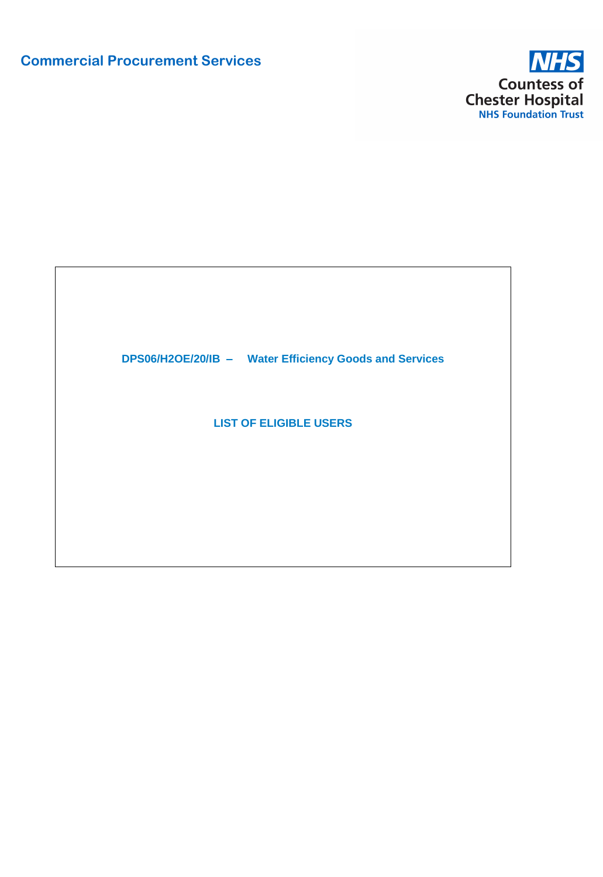Commercial Procurement Services

NHS
Countess of Chester Hospital
NHS Foundation Trust

# DPS06/H2OE/20/IB – Water Efficiency Goods and Services

## LIST OF ELIGIBLE USERS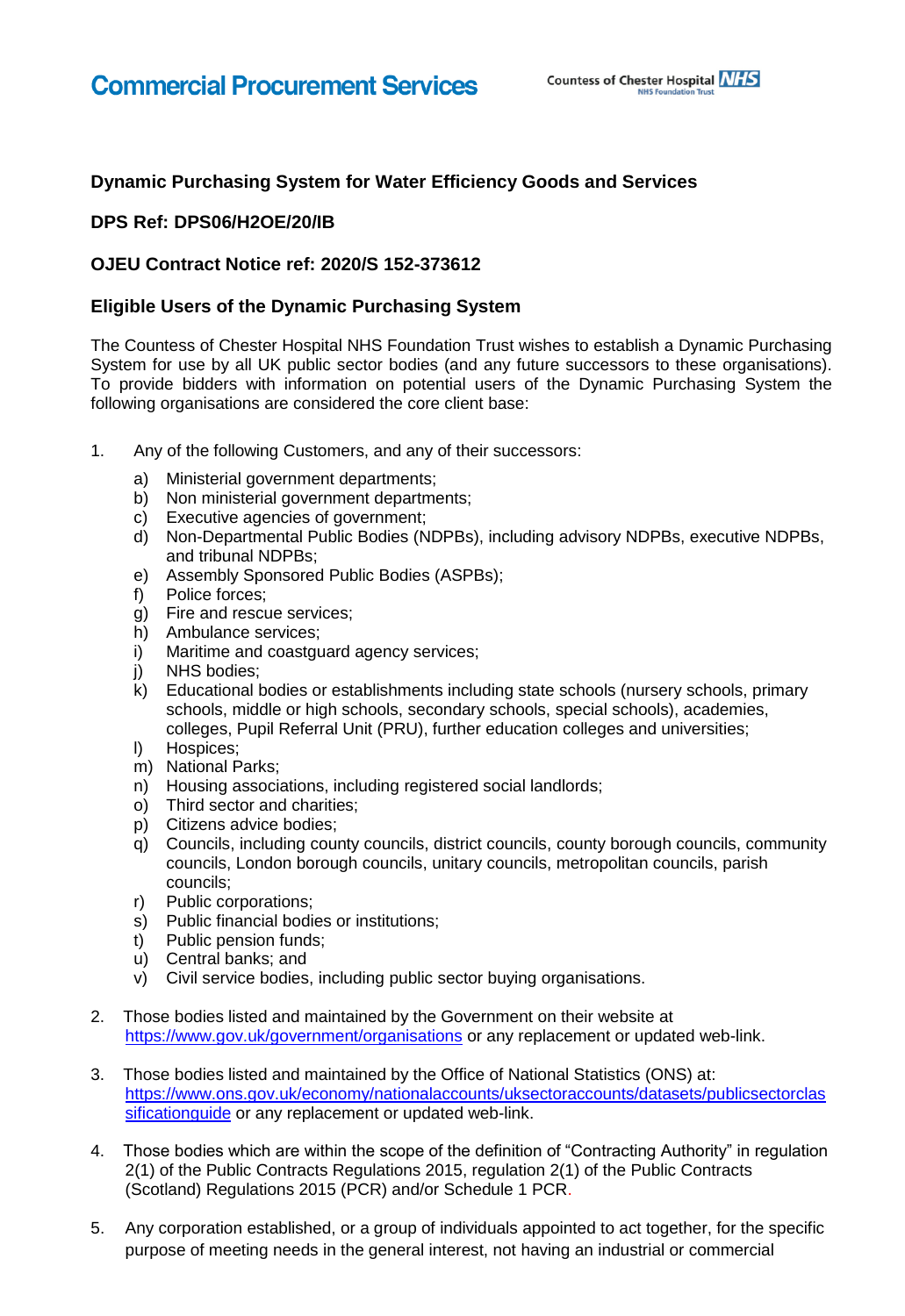**Commercial Procurement Services**

**Dynamic Purchasing System for Water Efficiency Goods and Services**

**DPS Ref: DPS06/H2OE/20/IB**

**OJEU Contract Notice ref: 2020/S 152-373612**

**Eligible Users of the Dynamic Purchasing System**

The Countess of Chester Hospital NHS Foundation Trust wishes to establish a Dynamic Purchasing System for use by all UK public sector bodies (and any future successors to these organisations). To provide bidders with information on potential users of the Dynamic Purchasing System the following organisations are considered the core client base:

1. Any of the following Customers, and any of their successors:
   a) Ministerial government departments;
   b) Non ministerial government departments;
   c) Executive agencies of government;
   d) Non-Departmental Public Bodies (NDPBs), including advisory NDPBs, executive NDPBs, and tribunal NDPBs;
   e) Assembly Sponsored Public Bodies (ASPBs);
   f) Police forces;
   g) Fire and rescue services;
   h) Ambulance services;
   i) Maritime and coastguard agency services;
   j) NHS bodies;
   k) Educational bodies or establishments including state schools (nursery schools, primary schools, middle or high schools, secondary schools, special schools), academies, colleges, Pupil Referral Unit (PRU), further education colleges and universities;
   l) Hospices;
   m) National Parks;
   n) Housing associations, including registered social landlords;
   o) Third sector and charities;
   p) Citizens advice bodies;
   q) Councils, including county councils, district councils, county borough councils, community councils, London borough councils, unitary councils, metropolitan councils, parish councils;
   r) Public corporations;
   s) Public financial bodies or institutions;
   t) Public pension funds;
   u) Central banks; and
   v) Civil service bodies, including public sector buying organisations.

2. Those bodies listed and maintained by the Government on their website at https://www.gov.uk/government/organisations or any replacement or updated web-link.

3. Those bodies listed and maintained by the Office of National Statistics (ONS) at: https://www.ons.gov.uk/economy/nationalaccounts/uksectoraccounts/datasets/publicsectorclassificationguide or any replacement or updated web-link.

4. Those bodies which are within the scope of the definition of "Contracting Authority" in regulation 2(1) of the Public Contracts Regulations 2015, regulation 2(1) of the Public Contracts (Scotland) Regulations 2015 (PCR) and/or Schedule 1 PCR.

5. Any corporation established, or a group of individuals appointed to act together, for the specific purpose of meeting needs in the general interest, not having an industrial or commercial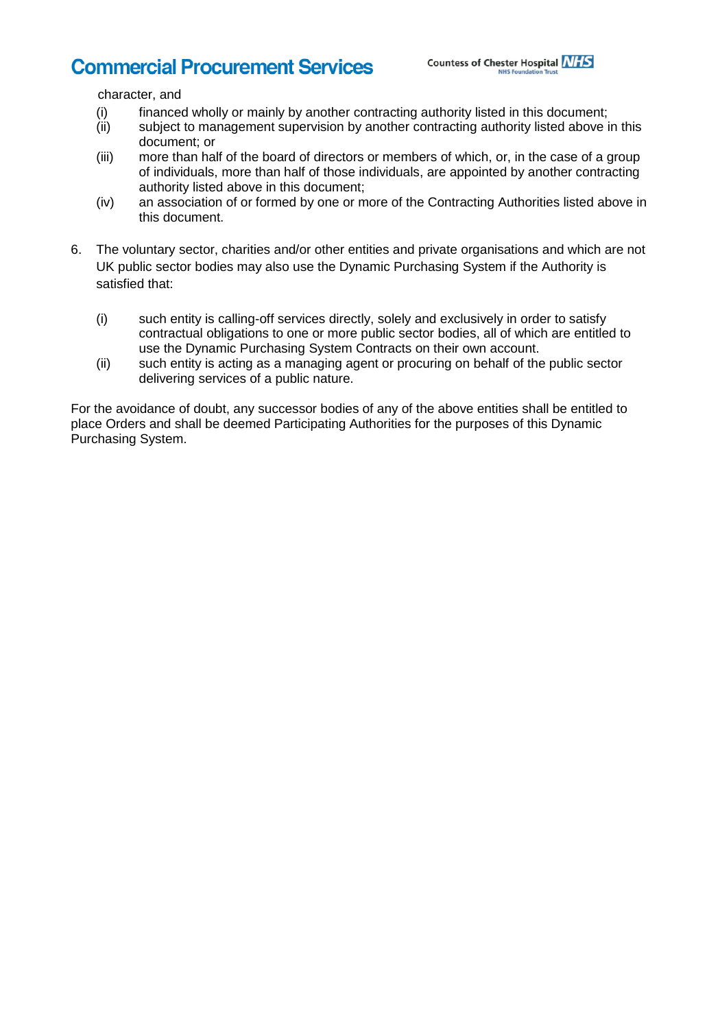character, and

(i) financed wholly or mainly by another contracting authority listed in this document;
(ii) subject to management supervision by another contracting authority listed above in this document; or
(iii) more than half of the board of directors or members of which, or, in the case of a group of individuals, more than half of those individuals, are appointed by another contracting authority listed above in this document;
(iv) an association of or formed by one or more of the Contracting Authorities listed above in this document.

6. The voluntary sector, charities and/or other entities and private organisations and which are not UK public sector bodies may also use the Dynamic Purchasing System if the Authority is satisfied that:

   (i) such entity is calling-off services directly, solely and exclusively in order to satisfy contractual obligations to one or more public sector bodies, all of which are entitled to use the Dynamic Purchasing System Contracts on their own account.
   (ii) such entity is acting as a managing agent or procuring on behalf of the public sector delivering services of a public nature.

For the avoidance of doubt, any successor bodies of any of the above entities shall be entitled to place Orders and shall be deemed Participating Authorities for the purposes of this Dynamic Purchasing System.